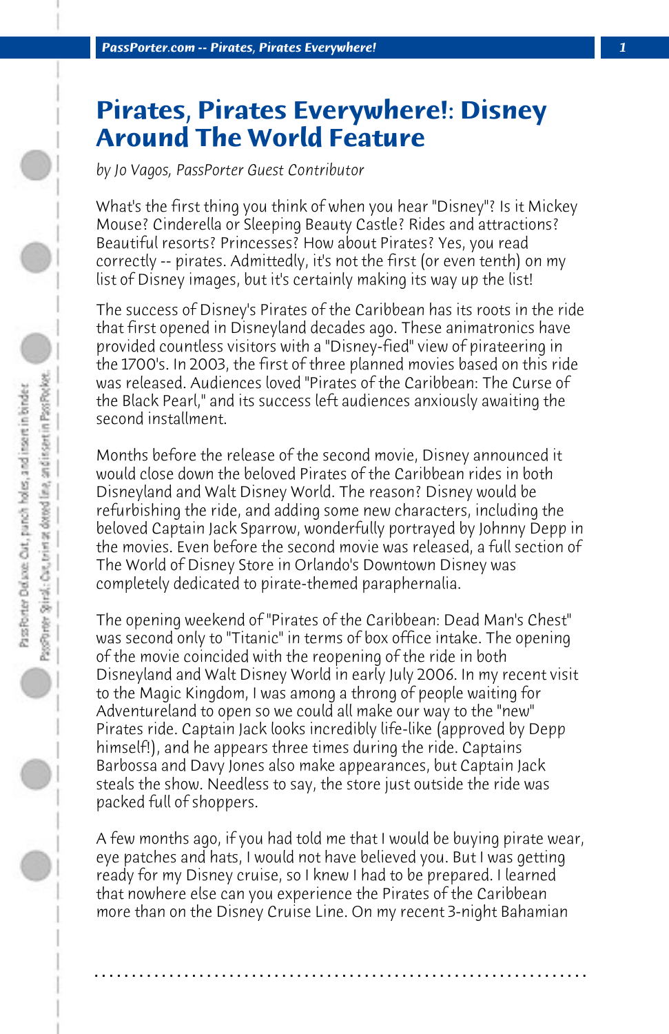# Pirates, Pirates Everywhere!: Disney Around The World Feature

*by Jo Vagos, PassPorter Guest Contributor*

What's the first thing you think of when you hear "Disney"? Is it Mickey Mouse? Cinderella or Sleeping Beauty Castle? Rides and attractions? Beautiful resorts? Princesses? How about Pirates? Yes, you read correctly -- pirates. Admittedly, it's not the first (or even tenth) on my list of Disney images, but it's certainly making its way up the list!

The success of Disney's Pirates of the Caribbean has its roots in the ride that first opened in Disneyland decades ago. These animatronics have provided countless visitors with a "Disney-fied" view of pirateering in the 1700's. In 2003, the first of three planned movies based on this ride was released. Audiences loved "Pirates of the Caribbean: The Curse of the Black Pearl," and its success left audiences anxiously awaiting the second installment.

Months before the release of the second movie, Disney announced it would close down the beloved Pirates of the Caribbean rides in both Disneyland and Walt Disney World. The reason? Disney would be refurbishing the ride, and adding some new characters, including the beloved Captain Jack Sparrow, wonderfully portrayed by Johnny Depp in the movies. Even before the second movie was released, a full section of The World of Disney Store in Orlando's Downtown Disney was completely dedicated to pirate-themed paraphernalia.

The opening weekend of "Pirates of the Caribbean: Dead Man's Chest" was second only to "Titanic" in terms of box office intake. The opening of the movie coincided with the reopening of the ride in both Disneyland and Walt Disney World in early July 2006. In my recent visit to the Magic Kingdom, I was among a throng of people waiting for Adventureland to open so we could all make our way to the "new" Pirates ride. Captain Jack looks incredibly life-like (approved by Depp himself!), and he appears three times during the ride. Captains Barbossa and Davy Jones also make appearances, but Captain Jack steals the show. Needless to say, the store just outside the ride was packed full of shoppers.

A few months ago, if you had told me that I would be buying pirate wear, eye patches and hats, I would not have believed you. But I was getting ready for my Disney cruise, so I knew I had to be prepared. I learned that nowhere else can you experience the Pirates of the Caribbean more than on the Disney Cruise Line. On my recent 3-night Bahamian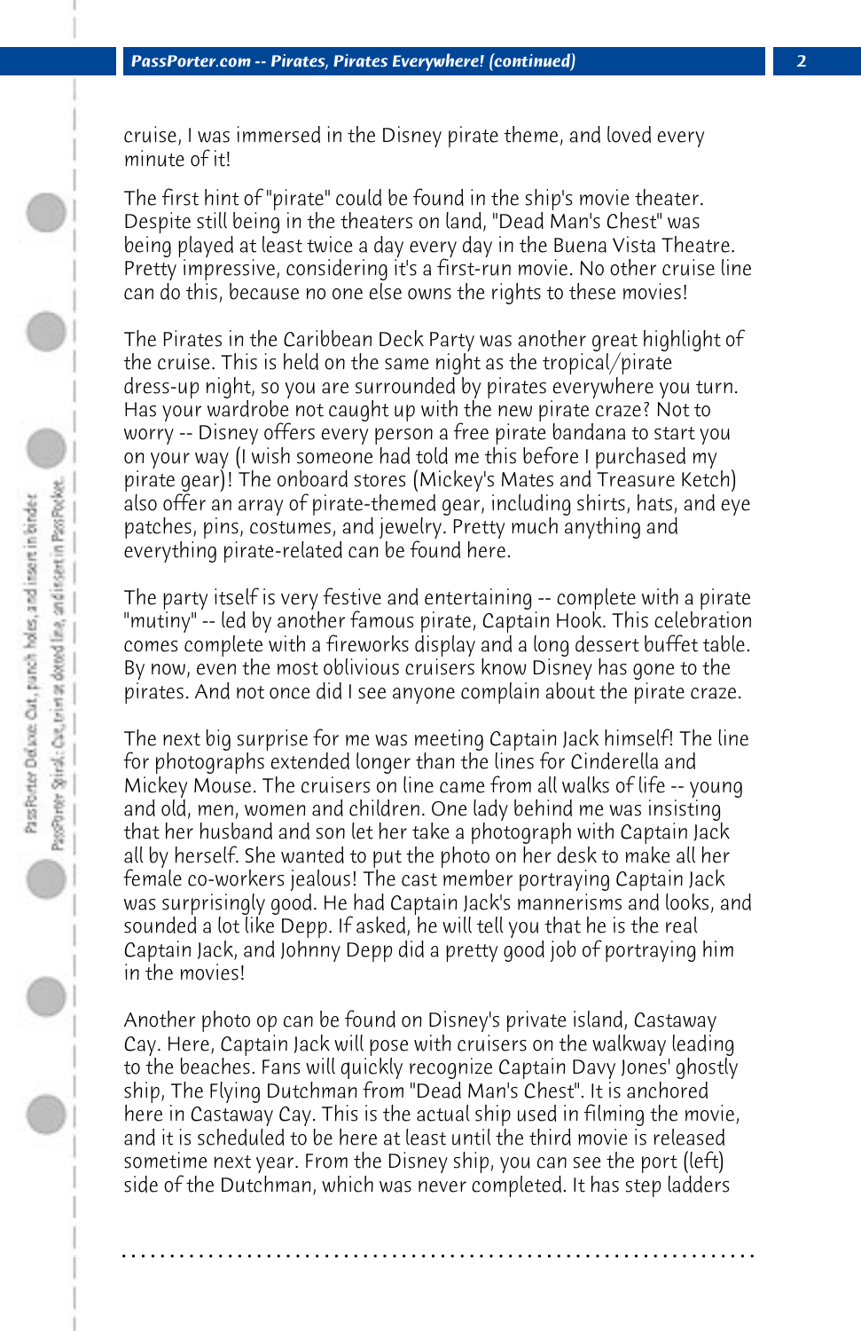cruise, I was immersed in the Disney pirate theme, and loved every minute of it!

The first hint of "pirate" could be found in the ship's movie theater. Despite still being in the theaters on land, "Dead Man's Chest" was being played at least twice a day every day in the Buena Vista Theatre. Pretty impressive, considering it's a first-run movie. No other cruise line can do this, because no one else owns the rights to these movies!

The Pirates in the Caribbean Deck Party was another great highlight of the cruise. This is held on the same night as the tropical/pirate dress-up night, so you are surrounded by pirates everywhere you turn. Has your wardrobe not caught up with the new pirate craze? Not to worry -- Disney offers every person a free pirate bandana to start you on your way (I wish someone had told me this before I purchased my pirate gear)! The onboard stores (Mickey's Mates and Treasure Ketch) also offer an array of pirate-themed gear, including shirts, hats, and eye patches, pins, costumes, and jewelry. Pretty much anything and everything pirate-related can be found here.

The party itself is very festive and entertaining -- complete with a pirate "mutiny" -- led by another famous pirate, Captain Hook. This celebration comes complete with a fireworks display and a long dessert buffet table. By now, even the most oblivious cruisers know Disney has gone to the pirates. And not once did I see anyone complain about the pirate craze.

The next big surprise for me was meeting Captain Jack himself! The line for photographs extended longer than the lines for Cinderella and Mickey Mouse. The cruisers on line came from all walks of life -- young and old, men, women and children. One lady behind me was insisting that her husband and son let her take a photograph with Captain Jack all by herself. She wanted to put the photo on her desk to make all her female co-workers jealous! The cast member portraying Captain Jack was surprisingly good. He had Captain Jack's mannerisms and looks, and sounded a lot like Depp. If asked, he will tell you that he is the real Captain Jack, and Johnny Depp did a pretty good job of portraying him in the movies!

Another photo op can be found on Disney's private island, Castaway Cay. Here, Captain Jack will pose with cruisers on the walkway leading to the beaches. Fans will quickly recognize Captain Davy Jones' ghostly ship, The Flying Dutchman from "Dead Man's Chest". It is anchored here in Castaway Cay. This is the actual ship used in filming the movie, and it is scheduled to be here at least until the third movie is released sometime next year. From the Disney ship, you can see the port (left) side of the Dutchman, which was never completed. It has step ladders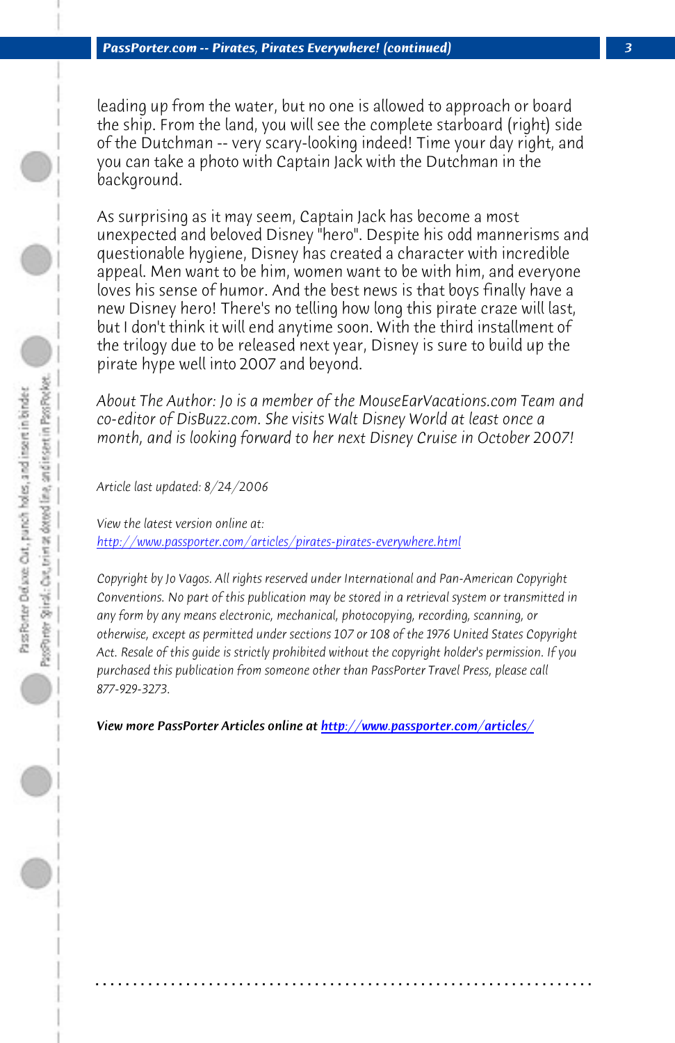leading up from the water, but no one is allowed to approach or board the ship. From the land, you will see the complete starboard (right) side of the Dutchman -- very scary-looking indeed! Time your day right, and you can take a photo with Captain Jack with the Dutchman in the background.

As surprising as it may seem, Captain Jack has become a most unexpected and beloved Disney "hero". Despite his odd mannerisms and questionable hygiene, Disney has created a character with incredible appeal. Men want to be him, women want to be with him, and everyone loves his sense of humor. And the best news is that boys finally have a new Disney hero! There's no telling how long this pirate craze will last, but I don't think it will end anytime soon. With the third installment of the trilogy due to be released next year, Disney is sure to build up the pirate hype well into 2007 and beyond.

*About The Author: Jo is a member of the MouseEarVacations.com Team and co-editor of DisBuzz.com. She visits Walt Disney World at least once a month, and is looking forward to her next Disney Cruise in October 2007!*

*Article last updated: 8/24/2006*

*View the latest version online at:*
*http://www.passporter.com/articles/pirates-pirates-everywhere.html*

*Copyright by Jo Vagos. All rights reserved under International and Pan-American Copyright Conventions. No part of this publication may be stored in a retrieval system or transmitted in any form by any means electronic, mechanical, photocopying, recording, scanning, or otherwise, except as permitted under sections 107 or 108 of the 1976 United States Copyright Act. Resale of this guide is strictly prohibited without the copyright holder's permission. If you purchased this publication from someone other than PassPorter Travel Press, please call 877-929-3273.*

***View more PassPorter Articles online at http://www.passporter.com/articles/***